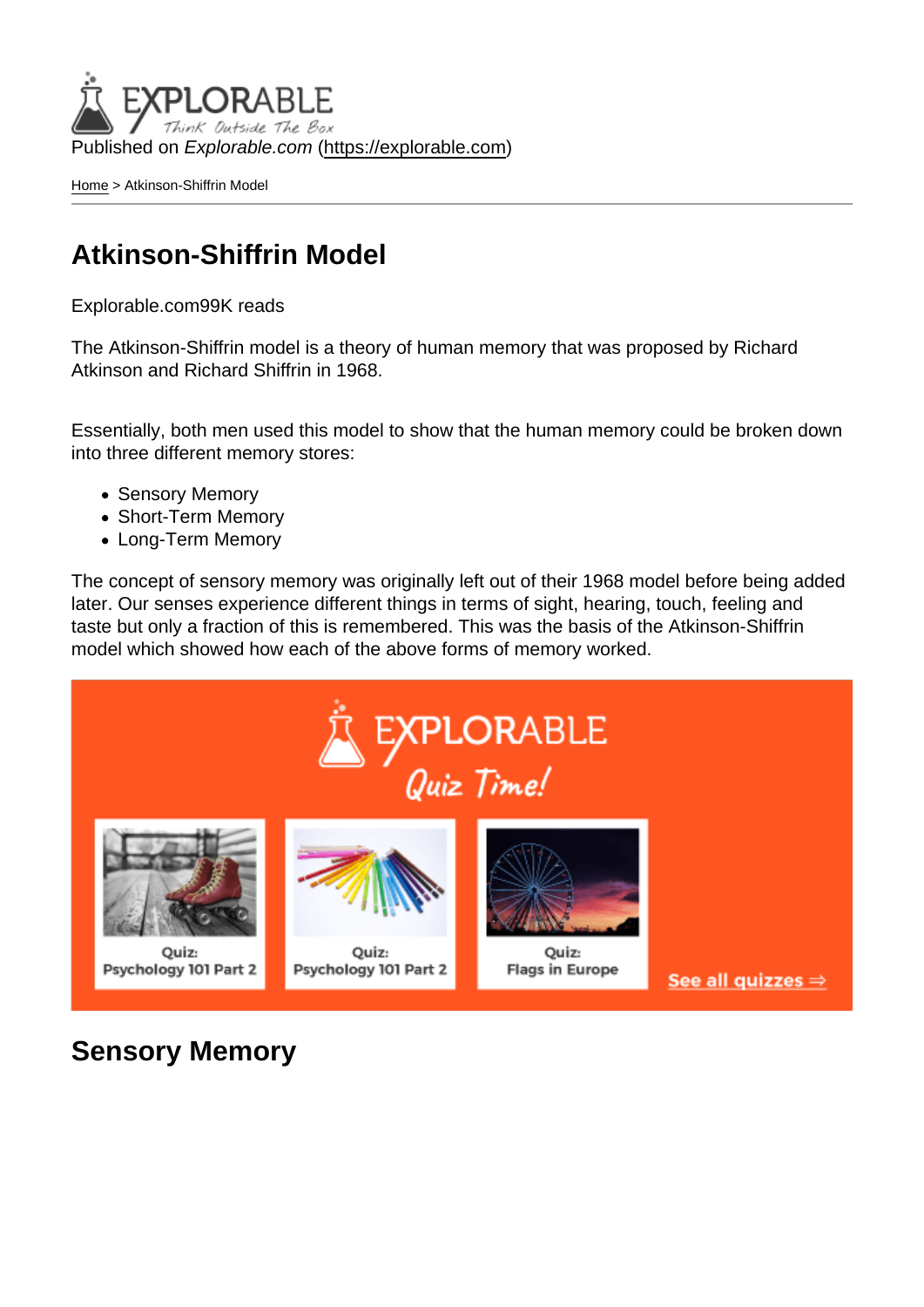Published on *Explorable.com* (https://explorable.com)

Home > Atkinson-Shiffrin Model

# Atkinson-Shiffrin Model

Explorable.com99K reads

The Atkinson-Shiffrin model is a theory of human memory that was proposed by Richard Atkinson and Richard Shiffrin in 1968.

Essentially, both men used this model to show that the human memory could be broken down into three different memory stores:

- Sensory Memory
- Short-Term Memory
- Long-Term Memory

The concept of sensory memory was originally left out of their 1968 model before being added later. Our senses experience different things in terms of sight, hearing, touch, feeling and taste but only a fraction of this is remembered. This was the basis of the Atkinson-Shiffrin model which showed how each of the above forms of memory worked.

## Sensory Memory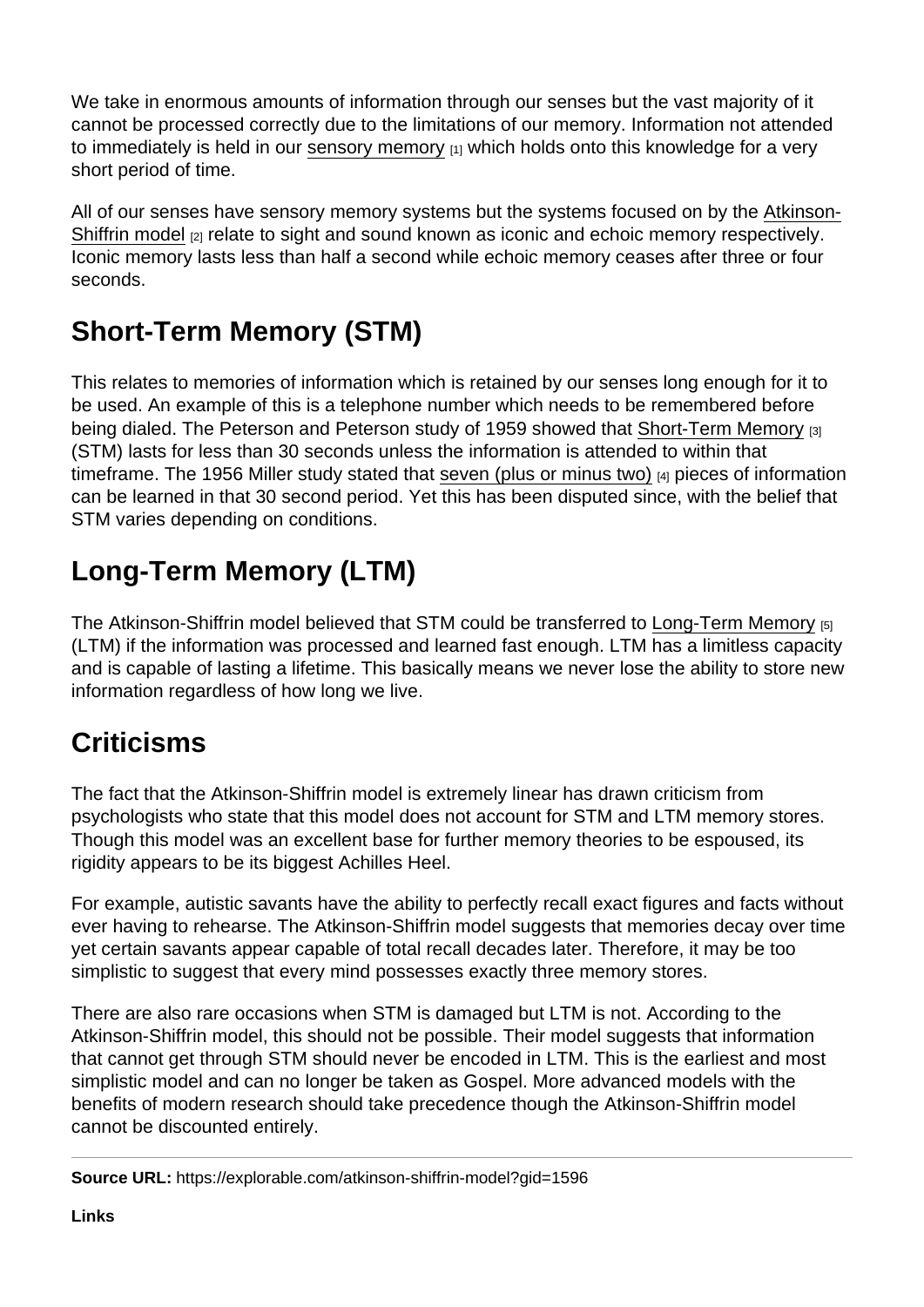We take in enormous amounts of information through our senses but the vast majority of it cannot be processed correctly due to the limitations of our memory. Information not attended to immediately is held in our sensory memory [1] which holds onto this knowledge for a very short period of time.

All of our senses have sensory memory systems but the systems focused on by the Atkinson-Shiffrin model [2] relate to sight and sound known as iconic and echoic memory respectively. Iconic memory lasts less than half a second while echoic memory ceases after three or four seconds.

## Short-Term Memory (STM)

This relates to memories of information which is retained by our senses long enough for it to be used. An example of this is a telephone number which needs to be remembered before being dialed. The Peterson and Peterson study of 1959 showed that Short-Term Memory [3] (STM) lasts for less than 30 seconds unless the information is attended to within that timeframe. The 1956 Miller study stated that seven (plus or minus two) [4] pieces of information can be learned in that 30 second period. Yet this has been disputed since, with the belief that STM varies depending on conditions.

## Long-Term Memory (LTM)

The Atkinson-Shiffrin model believed that STM could be transferred to Long-Term Memory [5] (LTM) if the information was processed and learned fast enough. LTM has a limitless capacity and is capable of lasting a lifetime. This basically means we never lose the ability to store new information regardless of how long we live.

## Criticisms

The fact that the Atkinson-Shiffrin model is extremely linear has drawn criticism from psychologists who state that this model does not account for STM and LTM memory stores. Though this model was an excellent base for further memory theories to be espoused, its rigidity appears to be its biggest Achilles Heel.

For example, autistic savants have the ability to perfectly recall exact figures and facts without ever having to rehearse. The Atkinson-Shiffrin model suggests that memories decay over time yet certain savants appear capable of total recall decades later. Therefore, it may be too simplistic to suggest that every mind possesses exactly three memory stores.

There are also rare occasions when STM is damaged but LTM is not. According to the Atkinson-Shiffrin model, this should not be possible. Their model suggests that information that cannot get through STM should never be encoded in LTM. This is the earliest and most simplistic model and can no longer be taken as Gospel. More advanced models with the benefits of modern research should take precedence though the Atkinson-Shiffrin model cannot be discounted entirely.

---

**Source URL:** https://explorable.com/atkinson-shiffrin-model?gid=1596

**Links**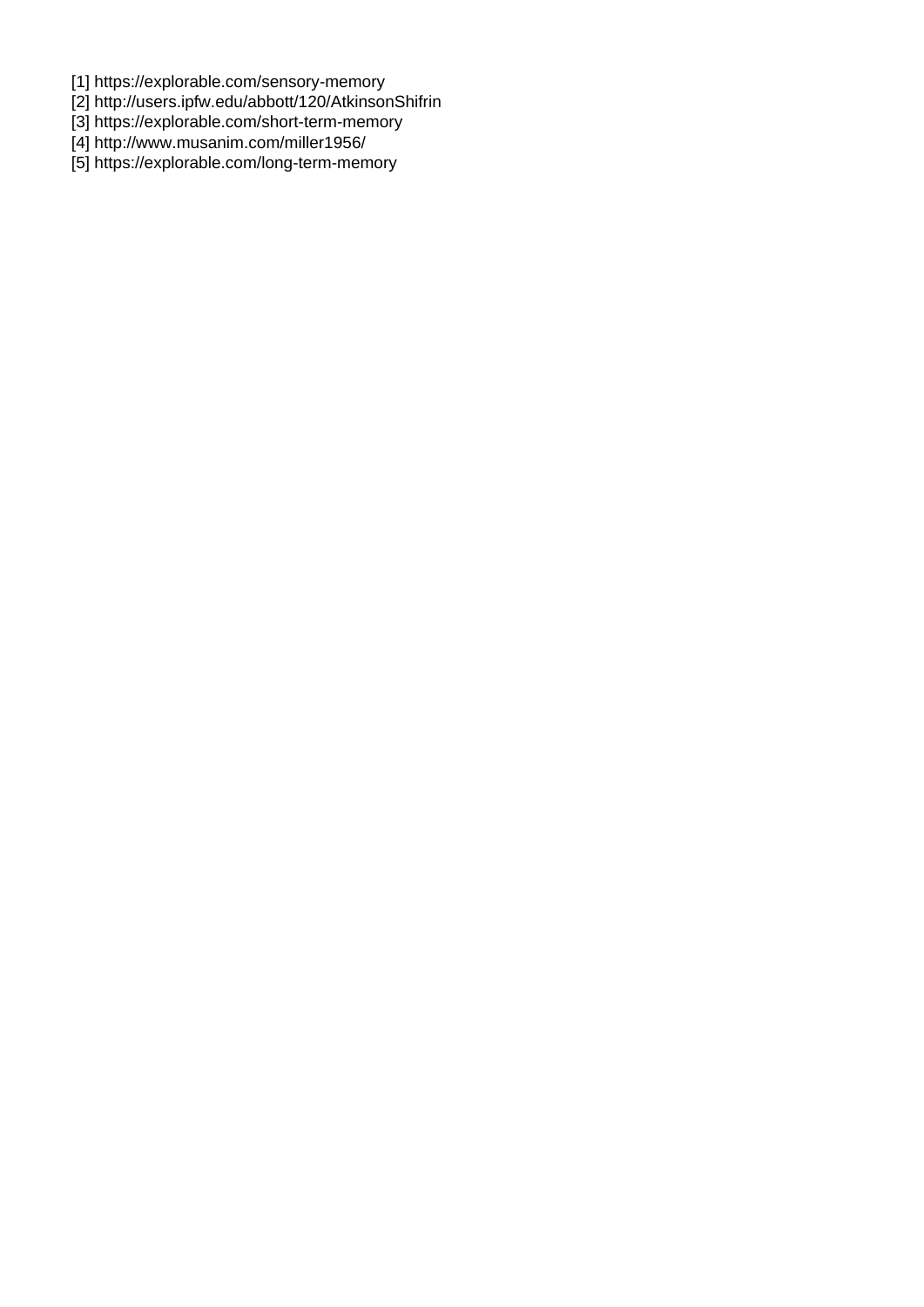[1] https://explorable.com/sensory-memory
[2] http://users.ipfw.edu/abbott/120/AtkinsonShifrin
[3] https://explorable.com/short-term-memory
[4] http://www.musanim.com/miller1956/
[5] https://explorable.com/long-term-memory